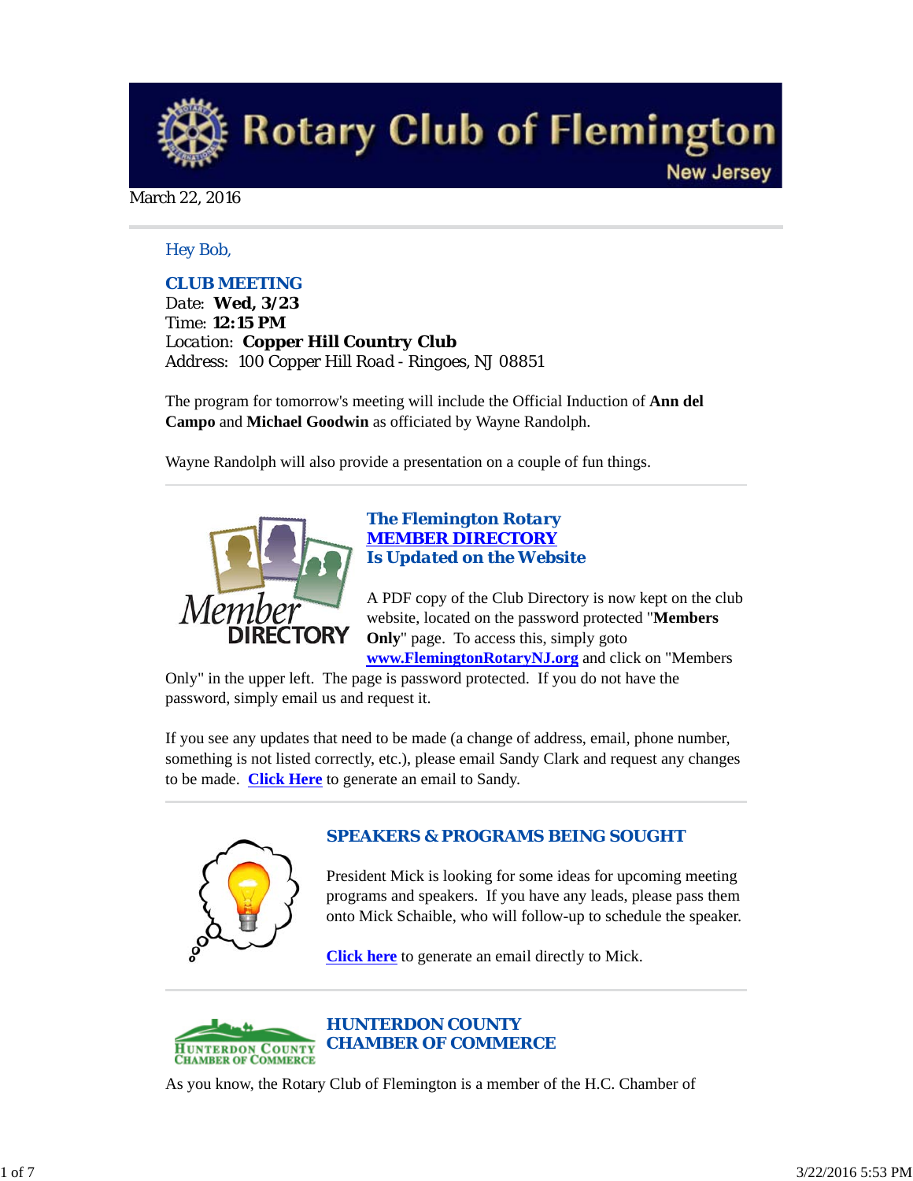# Rotary Club of Flemington

New Jersey

March 22, 2016

Hey Bob,

## CLUB MEETING

Date: **Wed, 3/23**
Time: **12:15 PM**
Location: **Copper Hill Country Club**
Address: 100 Copper Hill Road - Ringoes, NJ 08851

The program for tomorrow's meeting will include the Official Induction of **Ann del Campo** and **Michael Goodwin** as officiated by Wayne Randolph.

Wayne Randolph will also provide a presentation on a couple of fun things.

---

## The Flemington Rotary MEMBER DIRECTORY Is Updated on the Website

A PDF copy of the Club Directory is now kept on the club website, located on the password protected "**Members Only**" page. To access this, simply goto **www.FlemingtonRotaryNJ.org** and click on "Members Only" in the upper left. The page is password protected. If you do not have the password, simply email us and request it.

If you see any updates that need to be made (a change of address, email, phone number, something is not listed correctly, etc.), please email Sandy Clark and request any changes to be made. **Click Here** to generate an email to Sandy.

---

## SPEAKERS & PROGRAMS BEING SOUGHT

President Mick is looking for some ideas for upcoming meeting programs and speakers. If you have any leads, please pass them onto Mick Schaible, who will follow-up to schedule the speaker.

**Click here** to generate an email directly to Mick.

---

## HUNTERDON COUNTY CHAMBER OF COMMERCE

As you know, the Rotary Club of Flemington is a member of the H.C. Chamber of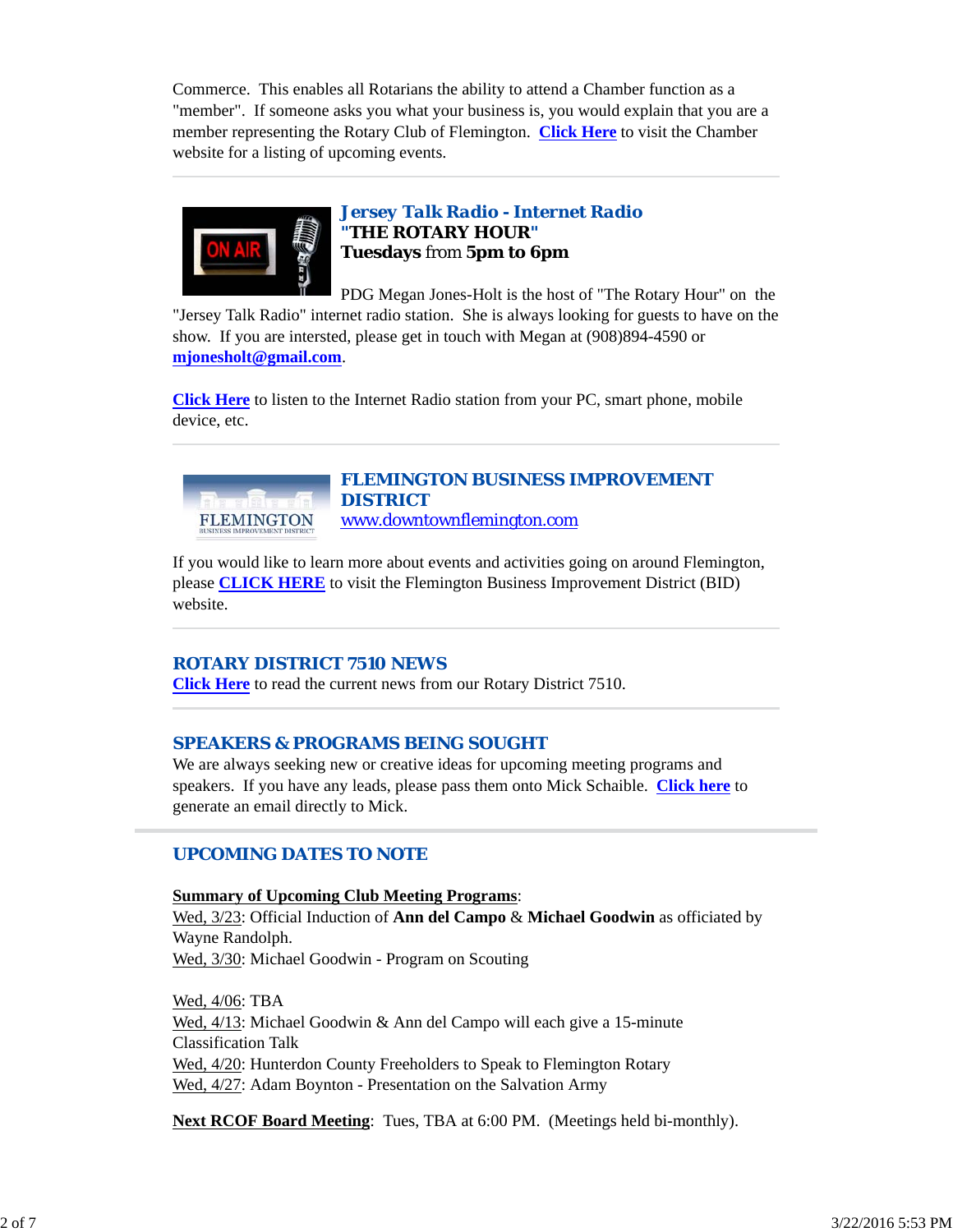Commerce. This enables all Rotarians the ability to attend a Chamber function as a "member". If someone asks you what your business is, you would explain that you are a member representing the Rotary Club of Flemington. **Click Here** to visit the Chamber website for a listing of upcoming events.

---

### Jersey Talk Radio - Internet Radio
**"THE ROTARY HOUR"**
**Tuesdays** from **5pm to 6pm**

PDG Megan Jones-Holt is the host of "The Rotary Hour" on the "Jersey Talk Radio" internet radio station. She is always looking for guests to have on the show. If you are intersted, please get in touch with Megan at (908)894-4590 or **mjonesholt@gmail.com**.

**Click Here** to listen to the Internet Radio station from your PC, smart phone, mobile device, etc.

---

### FLEMINGTON BUSINESS IMPROVEMENT DISTRICT
www.downtownflemington.com

If you would like to learn more about events and activities going on around Flemington, please **CLICK HERE** to visit the Flemington Business Improvement District (BID) website.

---

### ROTARY DISTRICT 7510 NEWS
**Click Here** to read the current news from our Rotary District 7510.

---

### SPEAKERS & PROGRAMS BEING SOUGHT
We are always seeking new or creative ideas for upcoming meeting programs and speakers. If you have any leads, please pass them onto Mick Schaible. **Click here** to generate an email directly to Mick.

---

## UPCOMING DATES TO NOTE

**Summary of Upcoming Club Meeting Programs**:
Wed, 3/23: Official Induction of **Ann del Campo** & **Michael Goodwin** as officiated by Wayne Randolph.
Wed, 3/30: Michael Goodwin - Program on Scouting

Wed, 4/06: TBA
Wed, 4/13: Michael Goodwin & Ann del Campo will each give a 15-minute Classification Talk
Wed, 4/20: Hunterdon County Freeholders to Speak to Flemington Rotary
Wed, 4/27: Adam Boynton - Presentation on the Salvation Army

**Next RCOF Board Meeting**: Tues, TBA at 6:00 PM. (Meetings held bi-monthly).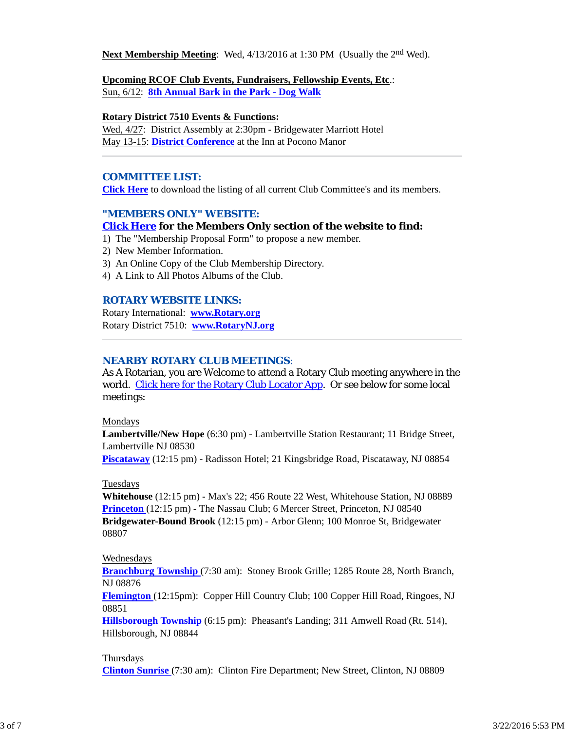**Next Membership Meeting**: Wed, 4/13/2016 at 1:30 PM (Usually the 2nd Wed).

**Upcoming RCOF Club Events, Fundraisers, Fellowship Events, Etc**.:
Sun, 6/12: **8th Annual Bark in the Park - Dog Walk**

**Rotary District 7510 Events & Functions:**
Wed, 4/27: District Assembly at 2:30pm - Bridgewater Marriott Hotel
May 13-15: **District Conference** at the Inn at Pocono Manor

## COMMITTEE LIST:

**Click Here** to download the listing of all current Club Committee's and its members.

## "MEMBERS ONLY" WEBSITE:

**Click Here for the Members Only section of the website to find:**

1) The "Membership Proposal Form" to propose a new member.
2) New Member Information.
3) An Online Copy of the Club Membership Directory.
4) A Link to All Photos Albums of the Club.

## ROTARY WEBSITE LINKS:

Rotary International: **www.Rotary.org**
Rotary District 7510: **www.RotaryNJ.org**

## NEARBY ROTARY CLUB MEETINGS:

As A Rotarian, you are Welcome to attend a Rotary Club meeting anywhere in the world. Click here for the Rotary Club Locator App. Or see below for some local meetings:

Mondays
**Lambertville/New Hope** (6:30 pm) - Lambertville Station Restaurant; 11 Bridge Street, Lambertville NJ 08530
**Piscataway** (12:15 pm) - Radisson Hotel; 21 Kingsbridge Road, Piscataway, NJ 08854

Tuesdays
**Whitehouse** (12:15 pm) - Max's 22; 456 Route 22 West, Whitehouse Station, NJ 08889
**Princeton** (12:15 pm) - The Nassau Club; 6 Mercer Street, Princeton, NJ 08540
**Bridgewater-Bound Brook** (12:15 pm) - Arbor Glenn; 100 Monroe St, Bridgewater 08807

Wednesdays
**Branchburg Township** (7:30 am): Stoney Brook Grille; 1285 Route 28, North Branch, NJ 08876
**Flemington** (12:15pm): Copper Hill Country Club; 100 Copper Hill Road, Ringoes, NJ 08851
**Hillsborough Township** (6:15 pm): Pheasant's Landing; 311 Amwell Road (Rt. 514), Hillsborough, NJ 08844

Thursdays
**Clinton Sunrise** (7:30 am): Clinton Fire Department; New Street, Clinton, NJ 08809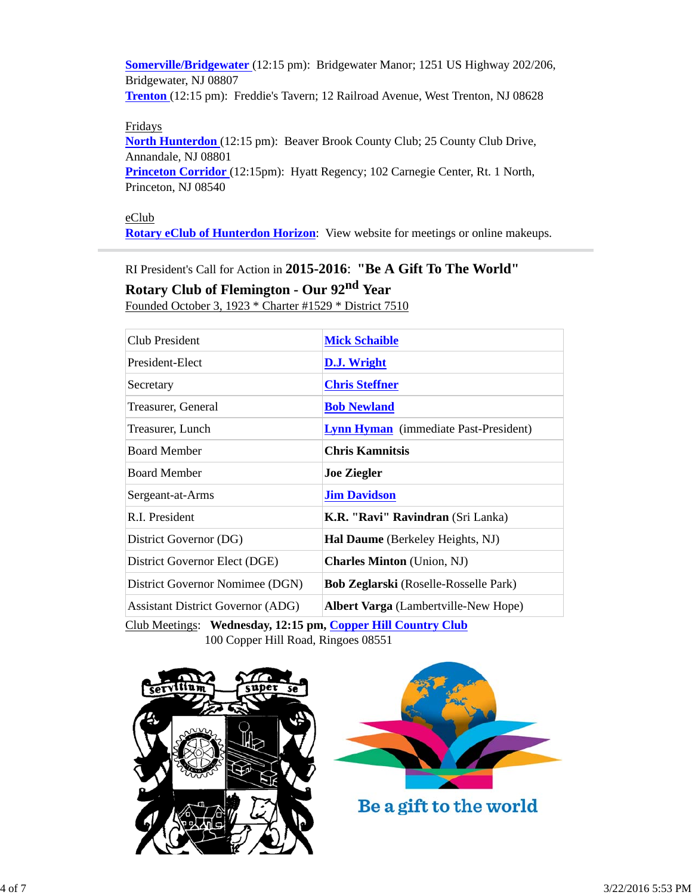**Somerville/Bridgewater** (12:15 pm): Bridgewater Manor; 1251 US Highway 202/206, Bridgewater, NJ 08807
**Trenton** (12:15 pm): Freddie's Tavern; 12 Railroad Avenue, West Trenton, NJ 08628

Fridays
**North Hunterdon** (12:15 pm): Beaver Brook County Club; 25 County Club Drive, Annandale, NJ 08801
**Princeton Corridor** (12:15pm): Hyatt Regency; 102 Carnegie Center, Rt. 1 North, Princeton, NJ 08540

eClub
**Rotary eClub of Hunterdon Horizon**: View website for meetings or online makeups.

---

RI President's Call for Action in **2015-2016**: **"Be A Gift To The World"**

**Rotary Club of Flemington - Our 92nd Year**

Founded October 3, 1923 * Charter #1529 * District 7510

| Club President | **Mick Schaible** |
|---|---|
| President-Elect | **D.J. Wright** |
| Secretary | **Chris Steffner** |
| Treasurer, General | **Bob Newland** |
| Treasurer, Lunch | **Lynn Hyman** (immediate Past-President) |
| Board Member | **Chris Kamnitsis** |
| Board Member | **Joe Ziegler** |
| Sergeant-at-Arms | **Jim Davidson** |
| R.I. President | **K.R. "Ravi" Ravindran** (Sri Lanka) |
| District Governor (DG) | **Hal Daume** (Berkeley Heights, NJ) |
| District Governor Elect (DGE) | **Charles Minton** (Union, NJ) |
| District Governor Nomimee (DGN) | **Bob Zeglarski** (Roselle-Rosselle Park) |
| Assistant District Governor (ADG) | **Albert Varga** (Lambertville-New Hope) |

Club Meetings: **Wednesday, 12:15 pm, Copper Hill Country Club**
100 Copper Hill Road, Ringoes 08551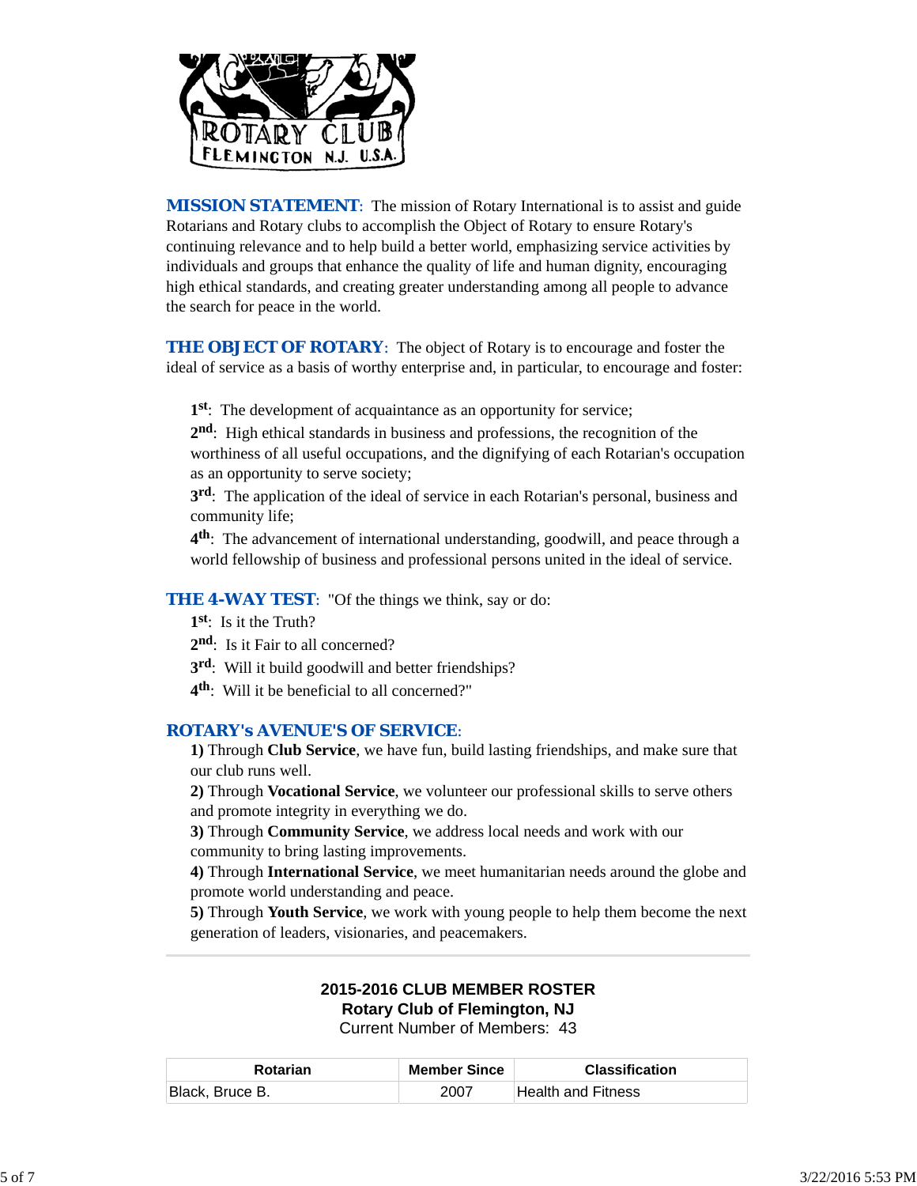**MISSION STATEMENT**: The mission of Rotary International is to assist and guide Rotarians and Rotary clubs to accomplish the Object of Rotary to ensure Rotary's continuing relevance and to help build a better world, emphasizing service activities by individuals and groups that enhance the quality of life and human dignity, encouraging high ethical standards, and creating greater understanding among all people to advance the search for peace in the world.

**THE OBJECT OF ROTARY**: The object of Rotary is to encourage and foster the ideal of service as a basis of worthy enterprise and, in particular, to encourage and foster:

**1st**: The development of acquaintance as an opportunity for service;

**2nd**: High ethical standards in business and professions, the recognition of the worthiness of all useful occupations, and the dignifying of each Rotarian's occupation as an opportunity to serve society;

**3rd**: The application of the ideal of service in each Rotarian's personal, business and community life;

**4th**: The advancement of international understanding, goodwill, and peace through a world fellowship of business and professional persons united in the ideal of service.

**THE 4-WAY TEST**: "Of the things we think, say or do:

**1st**: Is it the Truth?

**2nd**: Is it Fair to all concerned?

**3rd**: Will it build goodwill and better friendships?

**4th**: Will it be beneficial to all concerned?"

**ROTARY's AVENUE'S OF SERVICE**:

**1)** Through **Club Service**, we have fun, build lasting friendships, and make sure that our club runs well.

**2)** Through **Vocational Service**, we volunteer our professional skills to serve others and promote integrity in everything we do.

**3)** Through **Community Service**, we address local needs and work with our community to bring lasting improvements.

**4)** Through **International Service**, we meet humanitarian needs around the globe and promote world understanding and peace.

**5)** Through **Youth Service**, we work with young people to help them become the next generation of leaders, visionaries, and peacemakers.

---

**2015-2016 CLUB MEMBER ROSTER**
**Rotary Club of Flemington, NJ**
Current Number of Members: 43

| Rotarian | Member Since | Classification |
|---|---|---|
| Black, Bruce B. | 2007 | Health and Fitness |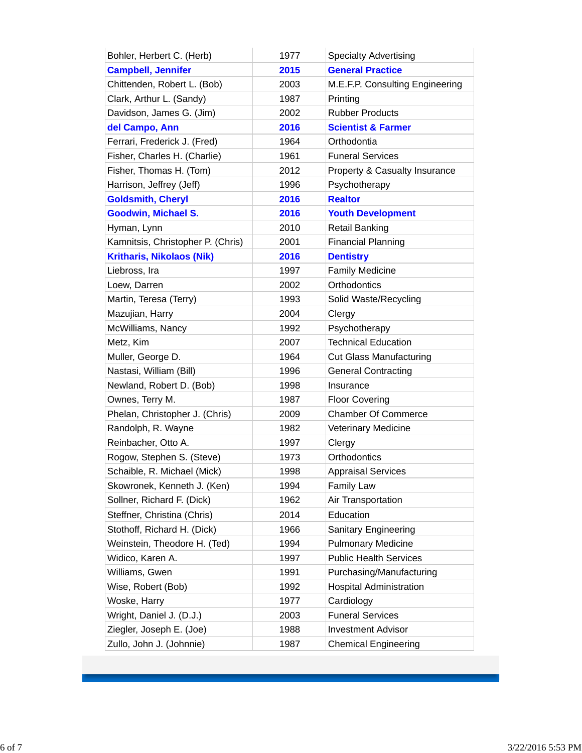| | | |
|---|---|---|
| Bohler, Herbert C. (Herb) | 1977 | Specialty Advertising |
| **Campbell, Jennifer** | **2015** | **General Practice** |
| Chittenden, Robert L. (Bob) | 2003 | M.E.F.P. Consulting Engineering |
| Clark, Arthur L. (Sandy) | 1987 | Printing |
| Davidson, James G. (Jim) | 2002 | Rubber Products |
| **del Campo, Ann** | **2016** | **Scientist & Farmer** |
| Ferrari, Frederick J. (Fred) | 1964 | Orthodontia |
| Fisher, Charles H. (Charlie) | 1961 | Funeral Services |
| Fisher, Thomas H. (Tom) | 2012 | Property & Casualty Insurance |
| Harrison, Jeffrey (Jeff) | 1996 | Psychotherapy |
| **Goldsmith, Cheryl** | **2016** | **Realtor** |
| **Goodwin, Michael S.** | **2016** | **Youth Development** |
| Hyman, Lynn | 2010 | Retail Banking |
| Kamnitsis, Christopher P. (Chris) | 2001 | Financial Planning |
| **Kritharis, Nikolaos (Nik)** | **2016** | **Dentistry** |
| Liebross, Ira | 1997 | Family Medicine |
| Loew, Darren | 2002 | Orthodontics |
| Martin, Teresa (Terry) | 1993 | Solid Waste/Recycling |
| Mazujian, Harry | 2004 | Clergy |
| McWilliams, Nancy | 1992 | Psychotherapy |
| Metz, Kim | 2007 | Technical Education |
| Muller, George D. | 1964 | Cut Glass Manufacturing |
| Nastasi, William (Bill) | 1996 | General Contracting |
| Newland, Robert D. (Bob) | 1998 | Insurance |
| Ownes, Terry M. | 1987 | Floor Covering |
| Phelan, Christopher J. (Chris) | 2009 | Chamber Of Commerce |
| Randolph, R. Wayne | 1982 | Veterinary Medicine |
| Reinbacher, Otto A. | 1997 | Clergy |
| Rogow, Stephen S. (Steve) | 1973 | Orthodontics |
| Schaible, R. Michael (Mick) | 1998 | Appraisal Services |
| Skowronek, Kenneth J. (Ken) | 1994 | Family Law |
| Sollner, Richard F. (Dick) | 1962 | Air Transportation |
| Steffner, Christina (Chris) | 2014 | Education |
| Stothoff, Richard H. (Dick) | 1966 | Sanitary Engineering |
| Weinstein, Theodore H. (Ted) | 1994 | Pulmonary Medicine |
| Widico, Karen A. | 1997 | Public Health Services |
| Williams, Gwen | 1991 | Purchasing/Manufacturing |
| Wise, Robert (Bob) | 1992 | Hospital Administration |
| Woske, Harry | 1977 | Cardiology |
| Wright, Daniel J. (D.J.) | 2003 | Funeral Services |
| Ziegler, Joseph E. (Joe) | 1988 | Investment Advisor |
| Zullo, John J. (Johnnie) | 1987 | Chemical Engineering |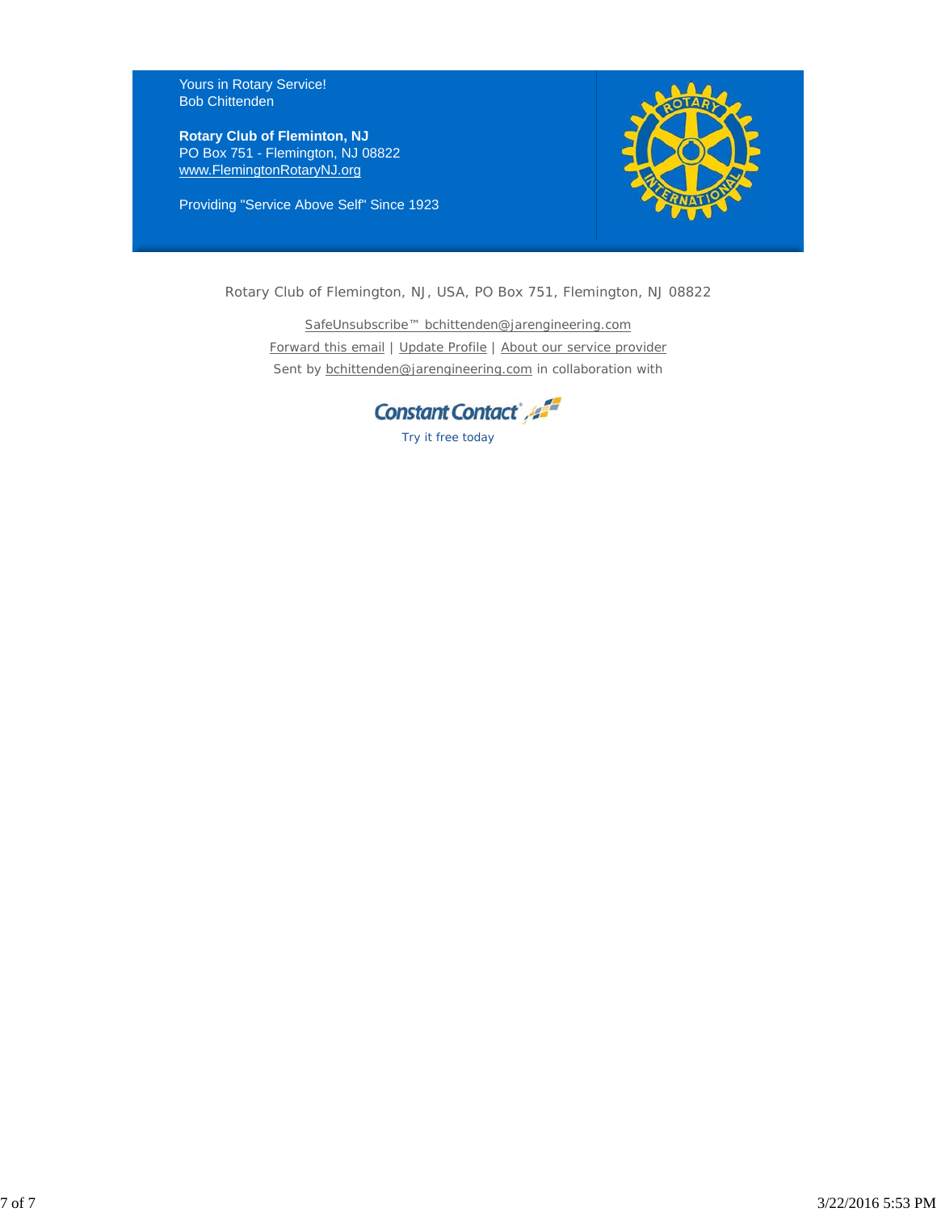Yours in Rotary Service!
Bob Chittenden

**Rotary Club of Fleminton, NJ**
PO Box 751 - Flemington, NJ 08822
www.FlemingtonRotaryNJ.org

Providing "Service Above Self" Since 1923

Rotary Club of Flemington, NJ, USA, PO Box 751, Flemington, NJ 08822

SafeUnsubscribe™ bchittenden@jarengineering.com

Forward this email | Update Profile | About our service provider

Sent by bchittenden@jarengineering.com in collaboration with

Constant Contact

Try it free today